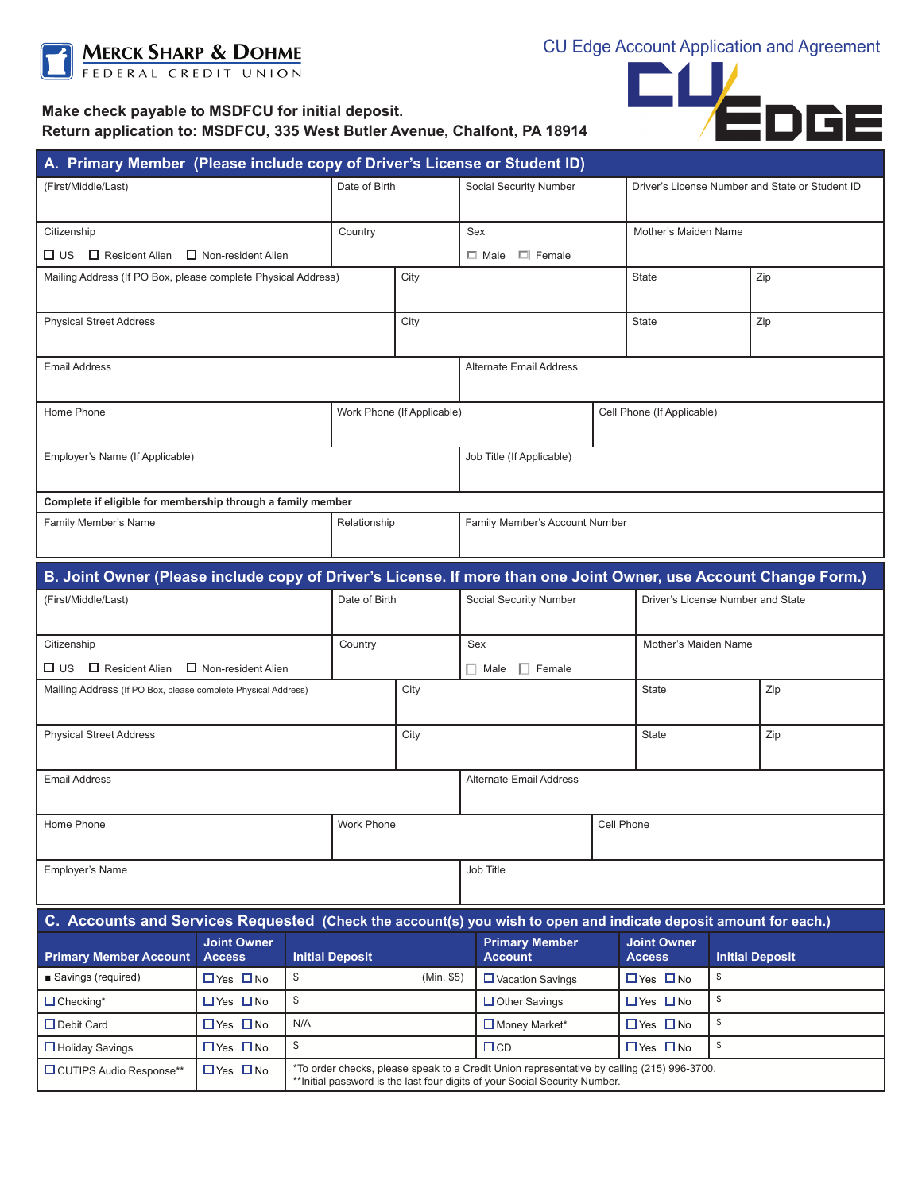**Merck Sharp & Dohme**
FEDERAL CREDIT UNION

# CU Edge Account Application and Agreement

**Make check payable to MSDFCU for initial deposit.**
**Return application to: MSDFCU, 335 West Butler Avenue, Chalfont, PA 18914**

## A. Primary Member (Please include copy of Driver's License or Student ID)

| (First/Middle/Last) | Date of Birth | Social Security Number | Driver's License Number and State or Student ID |
|---|---|---|---|
| Citizenship ☐ US ☐ Resident Alien ☐ Non-resident Alien | Country | Sex ☐ Male ☐ Female | Mother's Maiden Name |

| Mailing Address (If PO Box, please complete Physical Address) | City | State | Zip |
|---|---|---|---|
| Physical Street Address | City | State | Zip |

| Email Address | Alternate Email Address |
|---|---|

| Home Phone | Work Phone (If Applicable) | Cell Phone (If Applicable) |
|---|---|---|

| Employer's Name (If Applicable) | Job Title (If Applicable) |
|---|---|

**Complete if eligible for membership through a family member**

| Family Member's Name | Relationship | Family Member's Account Number |
|---|---|---|

## B. Joint Owner (Please include copy of Driver's License. If more than one Joint Owner, use Account Change Form.)

| (First/Middle/Last) | Date of Birth | Social Security Number | Driver's License Number and State |
|---|---|---|---|
| Citizenship ☐ US ☐ Resident Alien ☐ Non-resident Alien | Country | Sex ☐ Male ☐ Female | Mother's Maiden Name |

| Mailing Address (If PO Box, please complete Physical Address) | City | State | Zip |
|---|---|---|---|
| Physical Street Address | City | State | Zip |

| Email Address | Alternate Email Address |
|---|---|

| Home Phone | Work Phone | Cell Phone |
|---|---|---|

| Employer's Name | Job Title |
|---|---|

## C. Accounts and Services Requested (Check the account(s) you wish to open and indicate deposit amount for each.)

| Primary Member Account | Joint Owner Access | Initial Deposit | Primary Member Account | Joint Owner Access | Initial Deposit |
|---|---|---|---|---|---|
| ■ Savings (required) | ☐ Yes ☐ No | $ (Min. $5) | ☐ Vacation Savings | ☐ Yes ☐ No | $ |
| ☐ Checking* | ☐ Yes ☐ No | $ | ☐ Other Savings | ☐ Yes ☐ No | $ |
| ☐ Debit Card | ☐ Yes ☐ No | N/A | ☐ Money Market* | ☐ Yes ☐ No | $ |
| ☐ Holiday Savings | ☐ Yes ☐ No | $ | ☐ CD | ☐ Yes ☐ No | $ |
| ☐ CUTIPS Audio Response** | ☐ Yes ☐ No | *To order checks, please speak to a Credit Union representative by calling (215) 996-3700. **Initial password is the last four digits of your Social Security Number. | | | |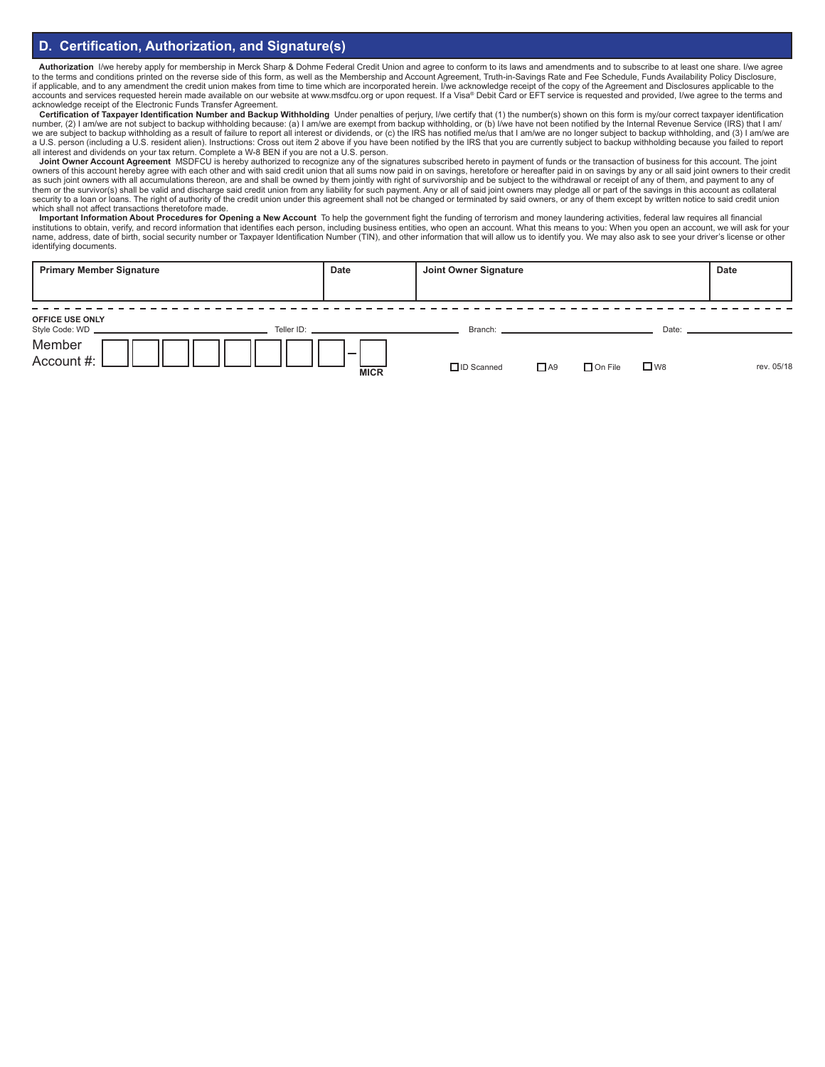## D. Certification, Authorization, and Signature(s)

**Authorization** I/we hereby apply for membership in Merck Sharp & Dohme Federal Credit Union and agree to conform to its laws and amendments and to subscribe to at least one share. I/we agree to the terms and conditions printed on the reverse side of this form, as well as the Membership and Account Agreement, Truth-in-Savings Rate and Fee Schedule, Funds Availability Policy Disclosure, if applicable, and to any amendment the credit union makes from time to time which are incorporated herein. I/we acknowledge receipt of the copy of the Agreement and Disclosures applicable to the accounts and services requested herein made available on our website at www.msdfcu.org or upon request. If a Visa® Debit Card or EFT service is requested and provided, I/we agree to the terms and acknowledge receipt of the Electronic Funds Transfer Agreement.

**Certification of Taxpayer Identification Number and Backup Withholding** Under penalties of perjury, I/we certify that (1) the number(s) shown on this form is my/our correct taxpayer identification number, (2) I am/we are not subject to backup withholding because: (a) I am/we are exempt from backup withholding, or (b) I/we have not been notified by the Internal Revenue Service (IRS) that I am/we are subject to backup withholding as a result of failure to report all interest or dividends, or (c) the IRS has notified me/us that I am/we are no longer subject to backup withholding, and (3) I am/we are a U.S. person (including a U.S. resident alien). Instructions: Cross out item 2 above if you have been notified by the IRS that you are currently subject to backup withholding because you failed to report all interest and dividends on your tax return. Complete a W-8 BEN if you are not a U.S. person.

**Joint Owner Account Agreement** MSDFCU is hereby authorized to recognize any of the signatures subscribed hereto in payment of funds or the transaction of business for this account. The joint owners of this account hereby agree with each other and with said credit union that all sums now paid in on savings, heretofore or hereafter paid in on savings by any or all said joint owners to their credit as such joint owners with all accumulations thereon, are and shall be owned by them jointly with right of survivorship and be subject to the withdrawal or receipt of any of them, and payment to any of them or the survivor(s) shall be valid and discharge said credit union from any liability for such payment. Any or all of said joint owners may pledge all or part of the savings in this account as collateral security to a loan or loans. The right of authority of the credit union under this agreement shall not be changed or terminated by said owners, or any of them except by written notice to said credit union which shall not affect transactions theretofore made.

**Important Information About Procedures for Opening a New Account** To help the government fight the funding of terrorism and money laundering activities, federal law requires all financial institutions to obtain, verify, and record information that identifies each person, including business entities, who open an account. What this means to you: When you open an account, we will ask for your name, address, date of birth, social security number or Taxpayer Identification Number (TIN), and other information that will allow us to identify you. We may also ask to see your driver's license or other identifying documents.

| Primary Member Signature | Date | Joint Owner Signature | Date |
|---|---|---|---|
| | | | |

**OFFICE USE ONLY**

Style Code: WD ______________ Teller ID: ______________ Branch: ______________ Date: ______________

Member Account #: ☐☐☐☐☐☐☐☐ – ☐ MICR

☐ ID Scanned ☐ A9 ☐ On File ☐ W8

rev. 05/18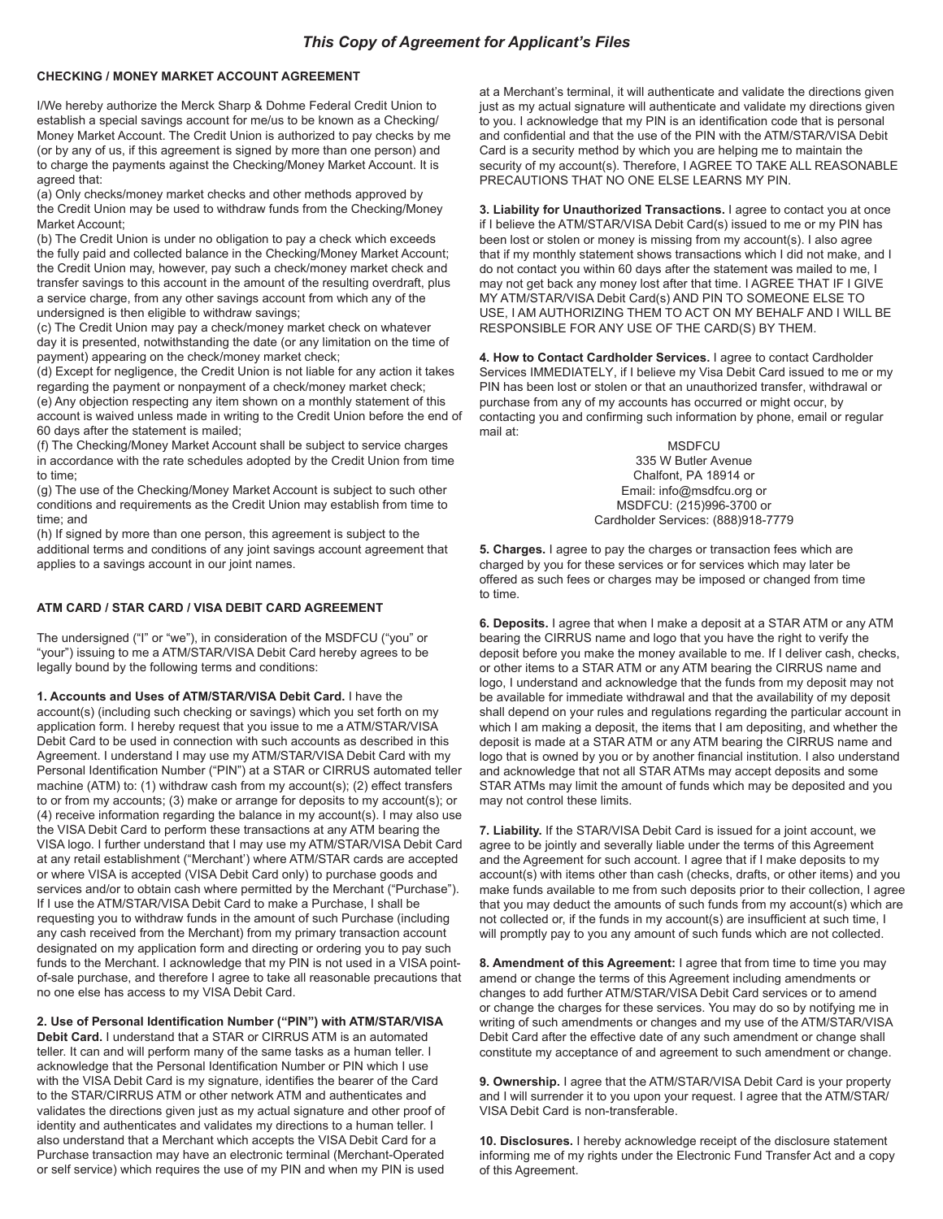*This Copy of Agreement for Applicant's Files*

**CHECKING / MONEY MARKET ACCOUNT AGREEMENT**

I/We hereby authorize the Merck Sharp & Dohme Federal Credit Union to establish a special savings account for me/us to be known as a Checking/ Money Market Account. The Credit Union is authorized to pay checks by me (or by any of us, if this agreement is signed by more than one person) and to charge the payments against the Checking/Money Market Account. It is agreed that:

(a) Only checks/money market checks and other methods approved by the Credit Union may be used to withdraw funds from the Checking/Money Market Account;

(b) The Credit Union is under no obligation to pay a check which exceeds the fully paid and collected balance in the Checking/Money Market Account; the Credit Union may, however, pay such a check/money market check and transfer savings to this account in the amount of the resulting overdraft, plus a service charge, from any other savings account from which any of the undersigned is then eligible to withdraw savings;

(c) The Credit Union may pay a check/money market check on whatever day it is presented, notwithstanding the date (or any limitation on the time of payment) appearing on the check/money market check;

(d) Except for negligence, the Credit Union is not liable for any action it takes regarding the payment or nonpayment of a check/money market check;

(e) Any objection respecting any item shown on a monthly statement of this account is waived unless made in writing to the Credit Union before the end of 60 days after the statement is mailed;

(f) The Checking/Money Market Account shall be subject to service charges in accordance with the rate schedules adopted by the Credit Union from time to time;

(g) The use of the Checking/Money Market Account is subject to such other conditions and requirements as the Credit Union may establish from time to time; and

(h) If signed by more than one person, this agreement is subject to the additional terms and conditions of any joint savings account agreement that applies to a savings account in our joint names.

**ATM CARD / STAR CARD / VISA DEBIT CARD AGREEMENT**

The undersigned ("I" or "we"), in consideration of the MSDFCU ("you" or "your") issuing to me a ATM/STAR/VISA Debit Card hereby agrees to be legally bound by the following terms and conditions:

**1. Accounts and Uses of ATM/STAR/VISA Debit Card.** I have the account(s) (including such checking or savings) which you set forth on my application form. I hereby request that you issue to me a ATM/STAR/VISA Debit Card to be used in connection with such accounts as described in this Agreement. I understand I may use my ATM/STAR/VISA Debit Card with my Personal Identification Number ("PIN") at a STAR or CIRRUS automated teller machine (ATM) to: (1) withdraw cash from my account(s); (2) effect transfers to or from my accounts; (3) make or arrange for deposits to my account(s); or (4) receive information regarding the balance in my account(s). I may also use the VISA Debit Card to perform these transactions at any ATM bearing the VISA logo. I further understand that I may use my ATM/STAR/VISA Debit Card at any retail establishment ("Merchant') where ATM/STAR cards are accepted or where VISA is accepted (VISA Debit Card only) to purchase goods and services and/or to obtain cash where permitted by the Merchant ("Purchase"). If I use the ATM/STAR/VISA Debit Card to make a Purchase, I shall be requesting you to withdraw funds in the amount of such Purchase (including any cash received from the Merchant) from my primary transaction account designated on my application form and directing or ordering you to pay such funds to the Merchant. I acknowledge that my PIN is not used in a VISA point-of-sale purchase, and therefore I agree to take all reasonable precautions that no one else has access to my VISA Debit Card.

**2. Use of Personal Identification Number ("PIN") with ATM/STAR/VISA Debit Card.** I understand that a STAR or CIRRUS ATM is an automated teller. It can and will perform many of the same tasks as a human teller. I acknowledge that the Personal Identification Number or PIN which I use with the VISA Debit Card is my signature, identifies the bearer of the Card to the STAR/CIRRUS ATM or other network ATM and authenticates and validates the directions given just as my actual signature and other proof of identity and authenticates and validates my directions to a human teller. I also understand that a Merchant which accepts the VISA Debit Card for a Purchase transaction may have an electronic terminal (Merchant-Operated or self service) which requires the use of my PIN and when my PIN is used at a Merchant's terminal, it will authenticate and validate the directions given just as my actual signature will authenticate and validate my directions given to you. I acknowledge that my PIN is an identification code that is personal and confidential and that the use of the PIN with the ATM/STAR/VISA Debit Card is a security method by which you are helping me to maintain the security of my account(s). Therefore, I AGREE TO TAKE ALL REASONABLE PRECAUTIONS THAT NO ONE ELSE LEARNS MY PIN.

**3. Liability for Unauthorized Transactions.** I agree to contact you at once if I believe the ATM/STAR/VISA Debit Card(s) issued to me or my PIN has been lost or stolen or money is missing from my account(s). I also agree that if my monthly statement shows transactions which I did not make, and I do not contact you within 60 days after the statement was mailed to me, I may not get back any money lost after that time. I AGREE THAT IF I GIVE MY ATM/STAR/VISA Debit Card(s) AND PIN TO SOMEONE ELSE TO USE, I AM AUTHORIZING THEM TO ACT ON MY BEHALF AND I WILL BE RESPONSIBLE FOR ANY USE OF THE CARD(S) BY THEM.

**4. How to Contact Cardholder Services.** I agree to contact Cardholder Services IMMEDIATELY, if I believe my Visa Debit Card issued to me or my PIN has been lost or stolen or that an unauthorized transfer, withdrawal or purchase from any of my accounts has occurred or might occur, by contacting you and confirming such information by phone, email or regular mail at:

MSDFCU
335 W Butler Avenue
Chalfont, PA 18914 or
Email: info@msdfcu.org or
MSDFCU: (215)996-3700 or
Cardholder Services: (888)918-7779

**5. Charges.** I agree to pay the charges or transaction fees which are charged by you for these services or for services which may later be offered as such fees or charges may be imposed or changed from time to time.

**6. Deposits.** I agree that when I make a deposit at a STAR ATM or any ATM bearing the CIRRUS name and logo that you have the right to verify the deposit before you make the money available to me. If I deliver cash, checks, or other items to a STAR ATM or any ATM bearing the CIRRUS name and logo, I understand and acknowledge that the funds from my deposit may not be available for immediate withdrawal and that the availability of my deposit shall depend on your rules and regulations regarding the particular account in which I am making a deposit, the items that I am depositing, and whether the deposit is made at a STAR ATM or any ATM bearing the CIRRUS name and logo that is owned by you or by another financial institution. I also understand and acknowledge that not all STAR ATMs may accept deposits and some STAR ATMs may limit the amount of funds which may be deposited and you may not control these limits.

**7. Liability.** If the STAR/VISA Debit Card is issued for a joint account, we agree to be jointly and severally liable under the terms of this Agreement and the Agreement for such account. I agree that if I make deposits to my account(s) with items other than cash (checks, drafts, or other items) and you make funds available to me from such deposits prior to their collection, I agree that you may deduct the amounts of such funds from my account(s) which are not collected or, if the funds in my account(s) are insufficient at such time, I will promptly pay to you any amount of such funds which are not collected.

**8. Amendment of this Agreement:** I agree that from time to time you may amend or change the terms of this Agreement including amendments or changes to add further ATM/STAR/VISA Debit Card services or to amend or change the charges for these services. You may do so by notifying me in writing of such amendments or changes and my use of the ATM/STAR/VISA Debit Card after the effective date of any such amendment or change shall constitute my acceptance of and agreement to such amendment or change.

**9. Ownership.** I agree that the ATM/STAR/VISA Debit Card is your property and I will surrender it to you upon your request. I agree that the ATM/STAR/ VISA Debit Card is non-transferable.

**10. Disclosures.** I hereby acknowledge receipt of the disclosure statement informing me of my rights under the Electronic Fund Transfer Act and a copy of this Agreement.